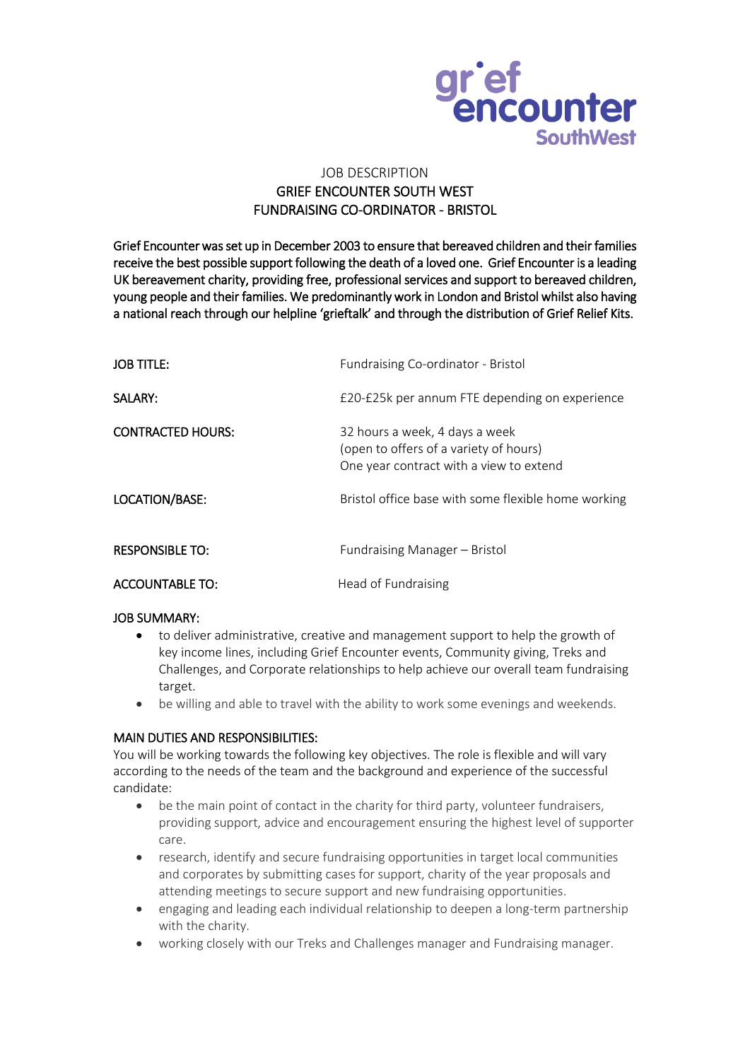# JOB DESCRIPTION
## GRIEF ENCOUNTER SOUTH WEST
## FUNDRAISING CO-ORDINATOR - BRISTOL

Grief Encounter was set up in December 2003 to ensure that bereaved children and their families receive the best possible support following the death of a loved one. Grief Encounter is a leading UK bereavement charity, providing free, professional services and support to bereaved children, young people and their families. We predominantly work in London and Bristol whilst also having a national reach through our helpline 'grieftalk' and through the distribution of Grief Relief Kits.

| | |
|---|---|
| JOB TITLE: | Fundraising Co-ordinator - Bristol |
| SALARY: | £20-£25k per annum FTE depending on experience |
| CONTRACTED HOURS: | 32 hours a week, 4 days a week<br>(open to offers of a variety of hours)<br>One year contract with a view to extend |
| LOCATION/BASE: | Bristol office base with some flexible home working |
| RESPONSIBLE TO: | Fundraising Manager – Bristol |
| ACCOUNTABLE TO: | Head of Fundraising |

### JOB SUMMARY:

- to deliver administrative, creative and management support to help the growth of key income lines, including Grief Encounter events, Community giving, Treks and Challenges, and Corporate relationships to help achieve our overall team fundraising target.
- be willing and able to travel with the ability to work some evenings and weekends.

### MAIN DUTIES AND RESPONSIBILITIES:

You will be working towards the following key objectives. The role is flexible and will vary according to the needs of the team and the background and experience of the successful candidate:

- be the main point of contact in the charity for third party, volunteer fundraisers, providing support, advice and encouragement ensuring the highest level of supporter care.
- research, identify and secure fundraising opportunities in target local communities and corporates by submitting cases for support, charity of the year proposals and attending meetings to secure support and new fundraising opportunities.
- engaging and leading each individual relationship to deepen a long-term partnership with the charity.
- working closely with our Treks and Challenges manager and Fundraising manager.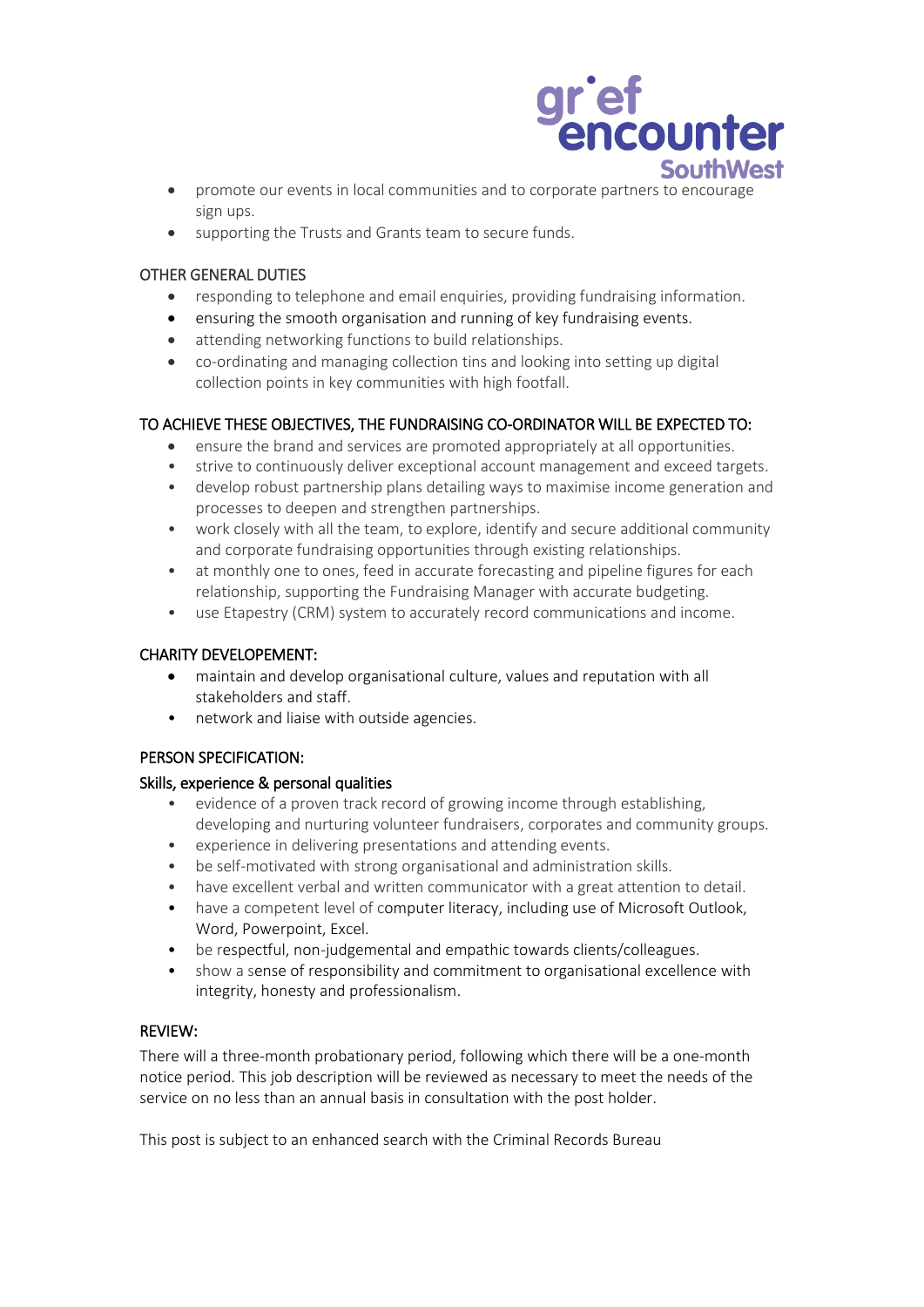- promote our events in local communities and to corporate partners to encourage sign ups.
- supporting the Trusts and Grants team to secure funds.

OTHER GENERAL DUTIES

- responding to telephone and email enquiries, providing fundraising information.
- ensuring the smooth organisation and running of key fundraising events.
- attending networking functions to build relationships.
- co-ordinating and managing collection tins and looking into setting up digital collection points in key communities with high footfall.

TO ACHIEVE THESE OBJECTIVES, THE FUNDRAISING CO-ORDINATOR WILL BE EXPECTED TO:

- ensure the brand and services are promoted appropriately at all opportunities.
- strive to continuously deliver exceptional account management and exceed targets.
- develop robust partnership plans detailing ways to maximise income generation and processes to deepen and strengthen partnerships.
- work closely with all the team, to explore, identify and secure additional community and corporate fundraising opportunities through existing relationships.
- at monthly one to ones, feed in accurate forecasting and pipeline figures for each relationship, supporting the Fundraising Manager with accurate budgeting.
- use Etapestry (CRM) system to accurately record communications and income.

CHARITY DEVELOPEMENT:

- maintain and develop organisational culture, values and reputation with all stakeholders and staff.
- network and liaise with outside agencies.

PERSON SPECIFICATION:

Skills, experience & personal qualities

- evidence of a proven track record of growing income through establishing, developing and nurturing volunteer fundraisers, corporates and community groups.
- experience in delivering presentations and attending events.
- be self-motivated with strong organisational and administration skills.
- have excellent verbal and written communicator with a great attention to detail.
- have a competent level of computer literacy, including use of Microsoft Outlook, Word, Powerpoint, Excel.
- be respectful, non-judgemental and empathic towards clients/colleagues.
- show a sense of responsibility and commitment to organisational excellence with integrity, honesty and professionalism.

REVIEW:

There will a three-month probationary period, following which there will be a one-month notice period. This job description will be reviewed as necessary to meet the needs of the service on no less than an annual basis in consultation with the post holder.

This post is subject to an enhanced search with the Criminal Records Bureau